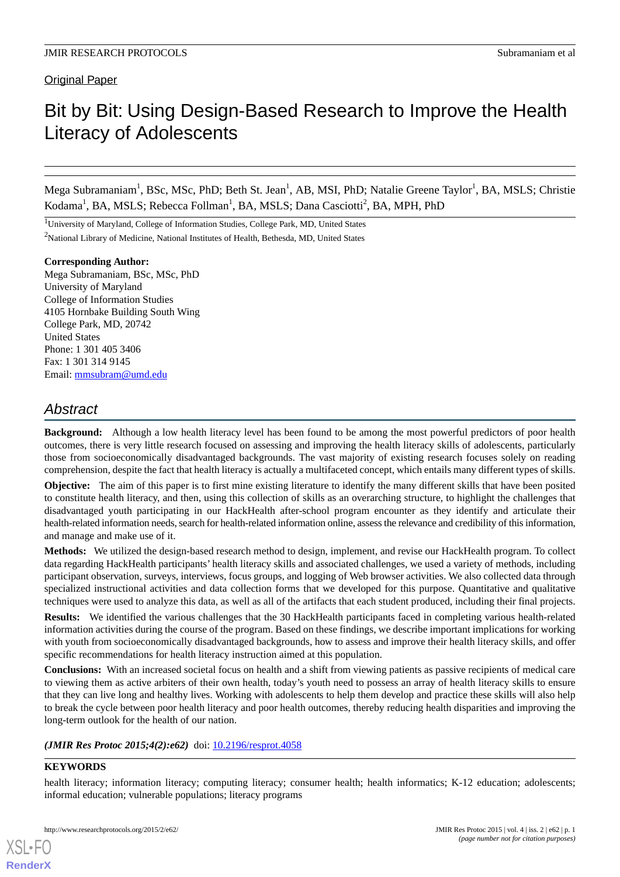Original Paper

# Bit by Bit: Using Design-Based Research to Improve the Health Literacy of Adolescents

Mega Subramaniam[1], BSc, MSc, PhD; Beth St. Jean[1], AB, MSI, PhD; Natalie Greene Taylor[1], BA, MSLS; Christie Kodama[1], BA, MSLS; Rebecca Follman[1], BA, MSLS; Dana Casciotti[2], BA, MPH, PhD

[1]University of Maryland, College of Information Studies, College Park, MD, United States

[2]National Library of Medicine, National Institutes of Health, Bethesda, MD, United States

**Corresponding Author:**
Mega Subramaniam, BSc, MSc, PhD
University of Maryland
College of Information Studies
4105 Hornbake Building South Wing
College Park, MD, 20742
United States
Phone: 1 301 405 3406
Fax: 1 301 314 9145
Email: mmsubram@umd.edu

## Abstract

**Background:** Although a low health literacy level has been found to be among the most powerful predictors of poor health outcomes, there is very little research focused on assessing and improving the health literacy skills of adolescents, particularly those from socioeconomically disadvantaged backgrounds. The vast majority of existing research focuses solely on reading comprehension, despite the fact that health literacy is actually a multifaceted concept, which entails many different types of skills.

**Objective:** The aim of this paper is to first mine existing literature to identify the many different skills that have been posited to constitute health literacy, and then, using this collection of skills as an overarching structure, to highlight the challenges that disadvantaged youth participating in our HackHealth after-school program encounter as they identify and articulate their health-related information needs, search for health-related information online, assess the relevance and credibility of this information, and manage and make use of it.

**Methods:** We utilized the design-based research method to design, implement, and revise our HackHealth program. To collect data regarding HackHealth participants' health literacy skills and associated challenges, we used a variety of methods, including participant observation, surveys, interviews, focus groups, and logging of Web browser activities. We also collected data through specialized instructional activities and data collection forms that we developed for this purpose. Quantitative and qualitative techniques were used to analyze this data, as well as all of the artifacts that each student produced, including their final projects.

**Results:** We identified the various challenges that the 30 HackHealth participants faced in completing various health-related information activities during the course of the program. Based on these findings, we describe important implications for working with youth from socioeconomically disadvantaged backgrounds, how to assess and improve their health literacy skills, and offer specific recommendations for health literacy instruction aimed at this population.

**Conclusions:** With an increased societal focus on health and a shift from viewing patients as passive recipients of medical care to viewing them as active arbiters of their own health, today's youth need to possess an array of health literacy skills to ensure that they can live long and healthy lives. Working with adolescents to help them develop and practice these skills will also help to break the cycle between poor health literacy and poor health outcomes, thereby reducing health disparities and improving the long-term outlook for the health of our nation.

***(JMIR Res Protoc 2015;4(2):e62)*** doi: 10.2196/resprot.4058

**KEYWORDS**

health literacy; information literacy; computing literacy; consumer health; health informatics; K-12 education; adolescents; informal education; vulnerable populations; literacy programs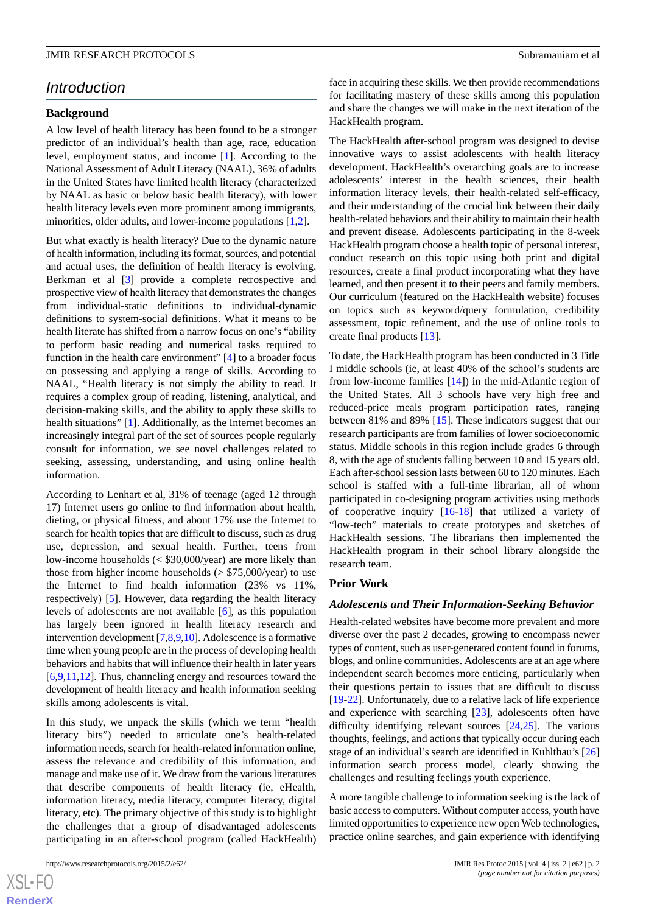## Introduction

### Background

A low level of health literacy has been found to be a stronger predictor of an individual's health than age, race, education level, employment status, and income [1]. According to the National Assessment of Adult Literacy (NAAL), 36% of adults in the United States have limited health literacy (characterized by NAAL as basic or below basic health literacy), with lower health literacy levels even more prominent among immigrants, minorities, older adults, and lower-income populations [1,2].

But what exactly is health literacy? Due to the dynamic nature of health information, including its format, sources, and potential and actual uses, the definition of health literacy is evolving. Berkman et al [3] provide a complete retrospective and prospective view of health literacy that demonstrates the changes from individual-static definitions to individual-dynamic definitions to system-social definitions. What it means to be health literate has shifted from a narrow focus on one's "ability to perform basic reading and numerical tasks required to function in the health care environment" [4] to a broader focus on possessing and applying a range of skills. According to NAAL, "Health literacy is not simply the ability to read. It requires a complex group of reading, listening, analytical, and decision-making skills, and the ability to apply these skills to health situations" [1]. Additionally, as the Internet becomes an increasingly integral part of the set of sources people regularly consult for information, we see novel challenges related to seeking, assessing, understanding, and using online health information.

According to Lenhart et al, 31% of teenage (aged 12 through 17) Internet users go online to find information about health, dieting, or physical fitness, and about 17% use the Internet to search for health topics that are difficult to discuss, such as drug use, depression, and sexual health. Further, teens from low-income households (< $30,000/year) are more likely than those from higher income households (> $75,000/year) to use the Internet to find health information (23% vs 11%, respectively) [5]. However, data regarding the health literacy levels of adolescents are not available [6], as this population has largely been ignored in health literacy research and intervention development [7,8,9,10]. Adolescence is a formative time when young people are in the process of developing health behaviors and habits that will influence their health in later years [6,9,11,12]. Thus, channeling energy and resources toward the development of health literacy and health information seeking skills among adolescents is vital.

In this study, we unpack the skills (which we term "health literacy bits") needed to articulate one's health-related information needs, search for health-related information online, assess the relevance and credibility of this information, and manage and make use of it. We draw from the various literatures that describe components of health literacy (ie, eHealth, information literacy, media literacy, computer literacy, digital literacy, etc). The primary objective of this study is to highlight the challenges that a group of disadvantaged adolescents participating in an after-school program (called HackHealth) face in acquiring these skills. We then provide recommendations for facilitating mastery of these skills among this population and share the changes we will make in the next iteration of the HackHealth program.

The HackHealth after-school program was designed to devise innovative ways to assist adolescents with health literacy development. HackHealth's overarching goals are to increase adolescents' interest in the health sciences, their health information literacy levels, their health-related self-efficacy, and their understanding of the crucial link between their daily health-related behaviors and their ability to maintain their health and prevent disease. Adolescents participating in the 8-week HackHealth program choose a health topic of personal interest, conduct research on this topic using both print and digital resources, create a final product incorporating what they have learned, and then present it to their peers and family members. Our curriculum (featured on the HackHealth website) focuses on topics such as keyword/query formulation, credibility assessment, topic refinement, and the use of online tools to create final products [13].

To date, the HackHealth program has been conducted in 3 Title I middle schools (ie, at least 40% of the school's students are from low-income families [14]) in the mid-Atlantic region of the United States. All 3 schools have very high free and reduced-price meals program participation rates, ranging between 81% and 89% [15]. These indicators suggest that our research participants are from families of lower socioeconomic status. Middle schools in this region include grades 6 through 8, with the age of students falling between 10 and 15 years old. Each after-school session lasts between 60 to 120 minutes. Each school is staffed with a full-time librarian, all of whom participated in co-designing program activities using methods of cooperative inquiry [16-18] that utilized a variety of "low-tech" materials to create prototypes and sketches of HackHealth sessions. The librarians then implemented the HackHealth program in their school library alongside the research team.

### Prior Work

#### *Adolescents and Their Information-Seeking Behavior*

Health-related websites have become more prevalent and more diverse over the past 2 decades, growing to encompass newer types of content, such as user-generated content found in forums, blogs, and online communities. Adolescents are at an age where independent search becomes more enticing, particularly when their questions pertain to issues that are difficult to discuss [19-22]. Unfortunately, due to a relative lack of life experience and experience with searching [23], adolescents often have difficulty identifying relevant sources [24,25]. The various thoughts, feelings, and actions that typically occur during each stage of an individual's search are identified in Kuhlthau's [26] information search process model, clearly showing the challenges and resulting feelings youth experience.

A more tangible challenge to information seeking is the lack of basic access to computers. Without computer access, youth have limited opportunities to experience new open Web technologies, practice online searches, and gain experience with identifying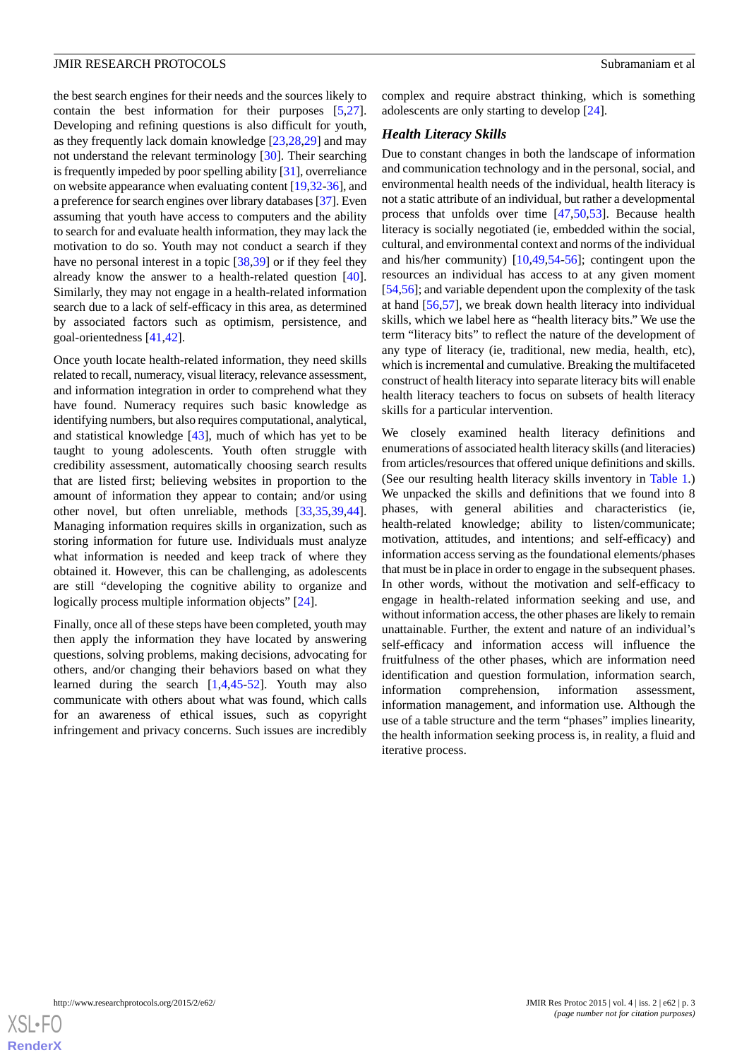the best search engines for their needs and the sources likely to contain the best information for their purposes [5,27]. Developing and refining questions is also difficult for youth, as they frequently lack domain knowledge [23,28,29] and may not understand the relevant terminology [30]. Their searching is frequently impeded by poor spelling ability [31], overreliance on website appearance when evaluating content [19,32-36], and a preference for search engines over library databases [37]. Even assuming that youth have access to computers and the ability to search for and evaluate health information, they may lack the motivation to do so. Youth may not conduct a search if they have no personal interest in a topic [38,39] or if they feel they already know the answer to a health-related question [40]. Similarly, they may not engage in a health-related information search due to a lack of self-efficacy in this area, as determined by associated factors such as optimism, persistence, and goal-orientedness [41,42].

Once youth locate health-related information, they need skills related to recall, numeracy, visual literacy, relevance assessment, and information integration in order to comprehend what they have found. Numeracy requires such basic knowledge as identifying numbers, but also requires computational, analytical, and statistical knowledge [43], much of which has yet to be taught to young adolescents. Youth often struggle with credibility assessment, automatically choosing search results that are listed first; believing websites in proportion to the amount of information they appear to contain; and/or using other novel, but often unreliable, methods [33,35,39,44]. Managing information requires skills in organization, such as storing information for future use. Individuals must analyze what information is needed and keep track of where they obtained it. However, this can be challenging, as adolescents are still "developing the cognitive ability to organize and logically process multiple information objects" [24].

Finally, once all of these steps have been completed, youth may then apply the information they have located by answering questions, solving problems, making decisions, advocating for others, and/or changing their behaviors based on what they learned during the search [1,4,45-52]. Youth may also communicate with others about what was found, which calls for an awareness of ethical issues, such as copyright infringement and privacy concerns. Such issues are incredibly complex and require abstract thinking, which is something adolescents are only starting to develop [24].

### *Health Literacy Skills*

Due to constant changes in both the landscape of information and communication technology and in the personal, social, and environmental health needs of the individual, health literacy is not a static attribute of an individual, but rather a developmental process that unfolds over time [47,50,53]. Because health literacy is socially negotiated (ie, embedded within the social, cultural, and environmental context and norms of the individual and his/her community) [10,49,54-56]; contingent upon the resources an individual has access to at any given moment [54,56]; and variable dependent upon the complexity of the task at hand [56,57], we break down health literacy into individual skills, which we label here as "health literacy bits." We use the term "literacy bits" to reflect the nature of the development of any type of literacy (ie, traditional, new media, health, etc), which is incremental and cumulative. Breaking the multifaceted construct of health literacy into separate literacy bits will enable health literacy teachers to focus on subsets of health literacy skills for a particular intervention.

We closely examined health literacy definitions and enumerations of associated health literacy skills (and literacies) from articles/resources that offered unique definitions and skills. (See our resulting health literacy skills inventory in Table 1.) We unpacked the skills and definitions that we found into 8 phases, with general abilities and characteristics (ie, health-related knowledge; ability to listen/communicate; motivation, attitudes, and intentions; and self-efficacy) and information access serving as the foundational elements/phases that must be in place in order to engage in the subsequent phases. In other words, without the motivation and self-efficacy to engage in health-related information seeking and use, and without information access, the other phases are likely to remain unattainable. Further, the extent and nature of an individual's self-efficacy and information access will influence the fruitfulness of the other phases, which are information need identification and question formulation, information search, information comprehension, information assessment, information management, and information use. Although the use of a table structure and the term "phases" implies linearity, the health information seeking process is, in reality, a fluid and iterative process.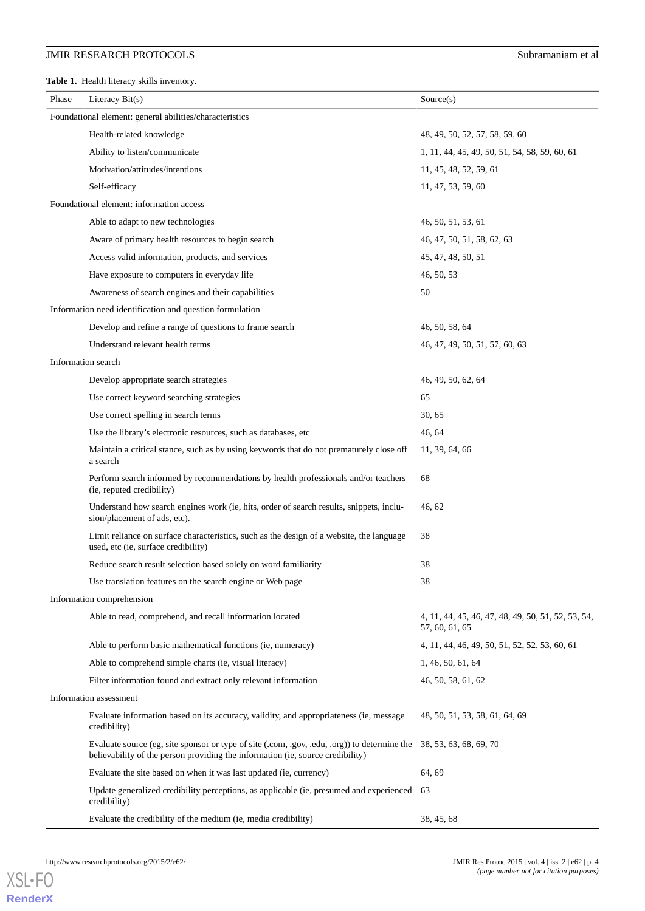**Table 1.** Health literacy skills inventory.

| Phase | Literacy Bit(s) | Source(s) |
|---|---|---|
| Foundational element: general abilities/characteristics | | |
| | Health-related knowledge | 48, 49, 50, 52, 57, 58, 59, 60 |
| | Ability to listen/communicate | 1, 11, 44, 45, 49, 50, 51, 54, 58, 59, 60, 61 |
| | Motivation/attitudes/intentions | 11, 45, 48, 52, 59, 61 |
| | Self-efficacy | 11, 47, 53, 59, 60 |
| Foundational element: information access | | |
| | Able to adapt to new technologies | 46, 50, 51, 53, 61 |
| | Aware of primary health resources to begin search | 46, 47, 50, 51, 58, 62, 63 |
| | Access valid information, products, and services | 45, 47, 48, 50, 51 |
| | Have exposure to computers in everyday life | 46, 50, 53 |
| | Awareness of search engines and their capabilities | 50 |
| Information need identification and question formulation | | |
| | Develop and refine a range of questions to frame search | 46, 50, 58, 64 |
| | Understand relevant health terms | 46, 47, 49, 50, 51, 57, 60, 63 |
| Information search | | |
| | Develop appropriate search strategies | 46, 49, 50, 62, 64 |
| | Use correct keyword searching strategies | 65 |
| | Use correct spelling in search terms | 30, 65 |
| | Use the library's electronic resources, such as databases, etc | 46, 64 |
| | Maintain a critical stance, such as by using keywords that do not prematurely close off a search | 11, 39, 64, 66 |
| | Perform search informed by recommendations by health professionals and/or teachers (ie, reputed credibility) | 68 |
| | Understand how search engines work (ie, hits, order of search results, snippets, inclusion/placement of ads, etc). | 46, 62 |
| | Limit reliance on surface characteristics, such as the design of a website, the language used, etc (ie, surface credibility) | 38 |
| | Reduce search result selection based solely on word familiarity | 38 |
| | Use translation features on the search engine or Web page | 38 |
| Information comprehension | | |
| | Able to read, comprehend, and recall information located | 4, 11, 44, 45, 46, 47, 48, 49, 50, 51, 52, 53, 54, 57, 60, 61, 65 |
| | Able to perform basic mathematical functions (ie, numeracy) | 4, 11, 44, 46, 49, 50, 51, 52, 52, 53, 60, 61 |
| | Able to comprehend simple charts (ie, visual literacy) | 1, 46, 50, 61, 64 |
| | Filter information found and extract only relevant information | 46, 50, 58, 61, 62 |
| Information assessment | | |
| | Evaluate information based on its accuracy, validity, and appropriateness (ie, message credibility) | 48, 50, 51, 53, 58, 61, 64, 69 |
| | Evaluate source (eg, site sponsor or type of site (.com, .gov, .edu, .org)) to determine the believability of the person providing the information (ie, source credibility) | 38, 53, 63, 68, 69, 70 |
| | Evaluate the site based on when it was last updated (ie, currency) | 64, 69 |
| | Update generalized credibility perceptions, as applicable (ie, presumed and experienced credibility) | 63 |
| | Evaluate the credibility of the medium (ie, media credibility) | 38, 45, 68 |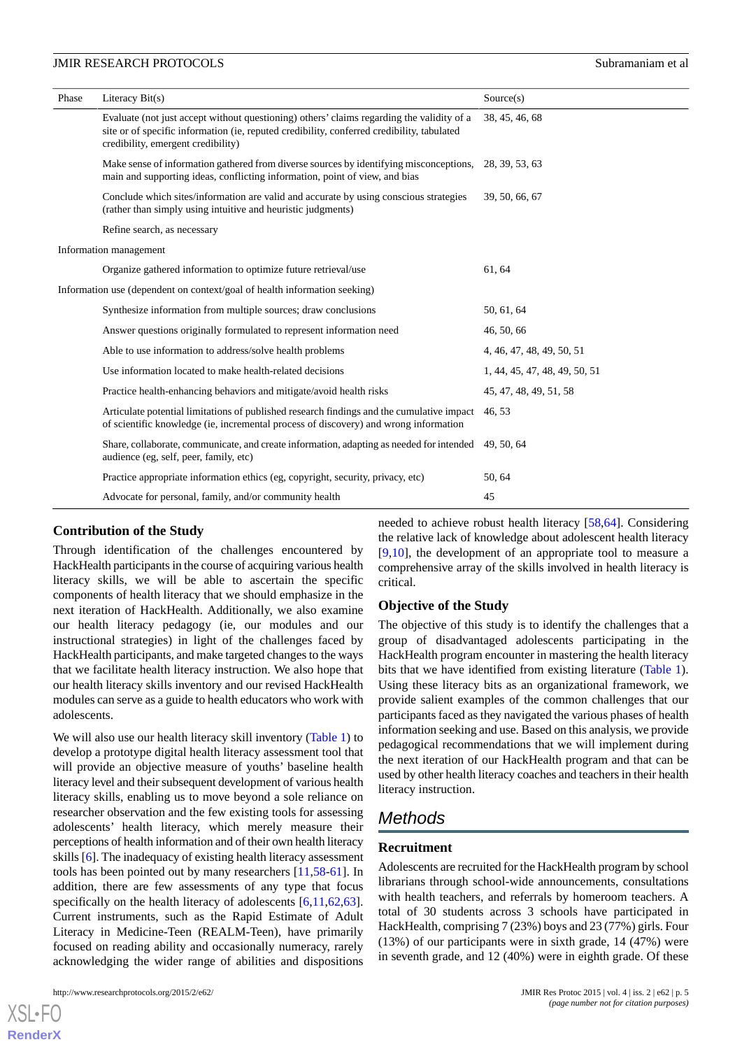| Phase | Literacy Bit(s) | Source(s) |
|---|---|---|
| | Evaluate (not just accept without questioning) others' claims regarding the validity of a site or of specific information (ie, reputed credibility, conferred credibility, tabulated credibility, emergent credibility) | 38, 45, 46, 68 |
| | Make sense of information gathered from diverse sources by identifying misconceptions, main and supporting ideas, conflicting information, point of view, and bias | 28, 39, 53, 63 |
| | Conclude which sites/information are valid and accurate by using conscious strategies (rather than simply using intuitive and heuristic judgments) | 39, 50, 66, 67 |
| | Refine search, as necessary | |
| Information management | | |
| | Organize gathered information to optimize future retrieval/use | 61, 64 |
| Information use (dependent on context/goal of health information seeking) | | |
| | Synthesize information from multiple sources; draw conclusions | 50, 61, 64 |
| | Answer questions originally formulated to represent information need | 46, 50, 66 |
| | Able to use information to address/solve health problems | 4, 46, 47, 48, 49, 50, 51 |
| | Use information located to make health-related decisions | 1, 44, 45, 47, 48, 49, 50, 51 |
| | Practice health-enhancing behaviors and mitigate/avoid health risks | 45, 47, 48, 49, 51, 58 |
| | Articulate potential limitations of published research findings and the cumulative impact of scientific knowledge (ie, incremental process of discovery) and wrong information | 46, 53 |
| | Share, collaborate, communicate, and create information, adapting as needed for intended audience (eg, self, peer, family, etc) | 49, 50, 64 |
| | Practice appropriate information ethics (eg, copyright, security, privacy, etc) | 50, 64 |
| | Advocate for personal, family, and/or community health | 45 |

### Contribution of the Study

Through identification of the challenges encountered by HackHealth participants in the course of acquiring various health literacy skills, we will be able to ascertain the specific components of health literacy that we should emphasize in the next iteration of HackHealth. Additionally, we also examine our health literacy pedagogy (ie, our modules and our instructional strategies) in light of the challenges faced by HackHealth participants, and make targeted changes to the ways that we facilitate health literacy instruction. We also hope that our health literacy skills inventory and our revised HackHealth modules can serve as a guide to health educators who work with adolescents.

We will also use our health literacy skill inventory (Table 1) to develop a prototype digital health literacy assessment tool that will provide an objective measure of youths' baseline health literacy level and their subsequent development of various health literacy skills, enabling us to move beyond a sole reliance on researcher observation and the few existing tools for assessing adolescents' health literacy, which merely measure their perceptions of health information and of their own health literacy skills [6]. The inadequacy of existing health literacy assessment tools has been pointed out by many researchers [11,58-61]. In addition, there are few assessments of any type that focus specifically on the health literacy of adolescents [6,11,62,63]. Current instruments, such as the Rapid Estimate of Adult Literacy in Medicine-Teen (REALM-Teen), have primarily focused on reading ability and occasionally numeracy, rarely acknowledging the wider range of abilities and dispositions needed to achieve robust health literacy [58,64]. Considering the relative lack of knowledge about adolescent health literacy [9,10], the development of an appropriate tool to measure a comprehensive array of the skills involved in health literacy is critical.

### Objective of the Study

The objective of this study is to identify the challenges that a group of disadvantaged adolescents participating in the HackHealth program encounter in mastering the health literacy bits that we have identified from existing literature (Table 1). Using these literacy bits as an organizational framework, we provide salient examples of the common challenges that our participants faced as they navigated the various phases of health information seeking and use. Based on this analysis, we provide pedagogical recommendations that we will implement during the next iteration of our HackHealth program and that can be used by other health literacy coaches and teachers in their health literacy instruction.

## Methods

### Recruitment

Adolescents are recruited for the HackHealth program by school librarians through school-wide announcements, consultations with health teachers, and referrals by homeroom teachers. A total of 30 students across 3 schools have participated in HackHealth, comprising 7 (23%) boys and 23 (77%) girls. Four (13%) of our participants were in sixth grade, 14 (47%) were in seventh grade, and 12 (40%) were in eighth grade. Of these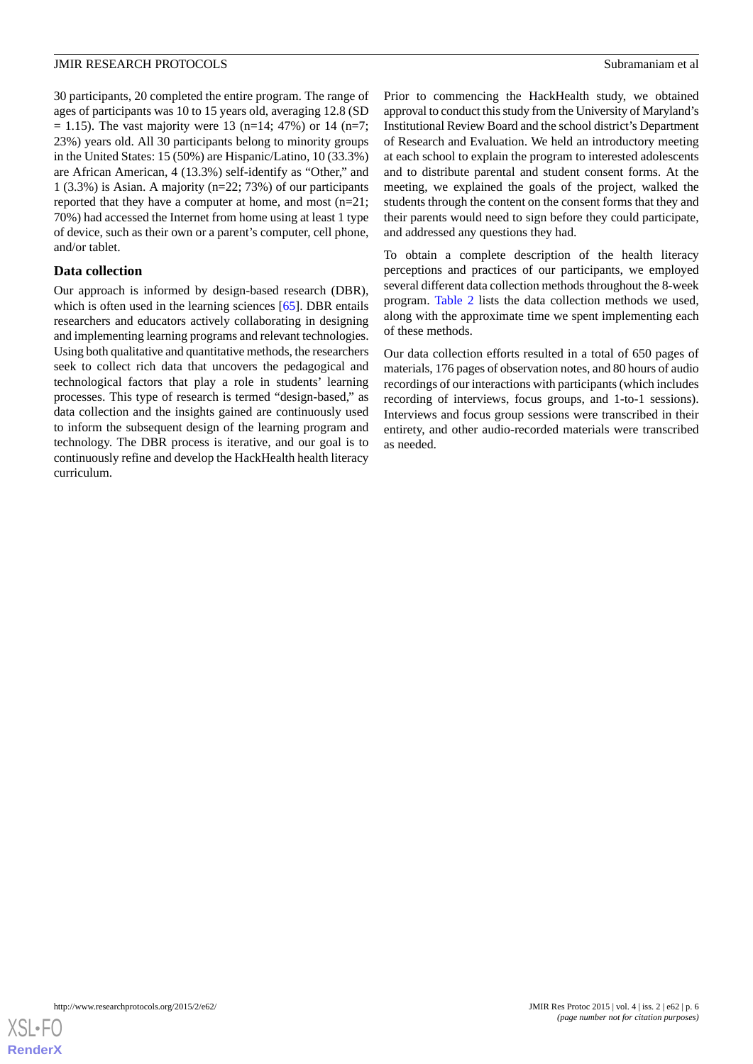30 participants, 20 completed the entire program. The range of ages of participants was 10 to 15 years old, averaging 12.8 (SD = 1.15). The vast majority were 13 (n=14; 47%) or 14 (n=7; 23%) years old. All 30 participants belong to minority groups in the United States: 15 (50%) are Hispanic/Latino, 10 (33.3%) are African American, 4 (13.3%) self-identify as "Other," and 1 (3.3%) is Asian. A majority (n=22; 73%) of our participants reported that they have a computer at home, and most (n=21; 70%) had accessed the Internet from home using at least 1 type of device, such as their own or a parent's computer, cell phone, and/or tablet.

### Data collection

Our approach is informed by design-based research (DBR), which is often used in the learning sciences [65]. DBR entails researchers and educators actively collaborating in designing and implementing learning programs and relevant technologies. Using both qualitative and quantitative methods, the researchers seek to collect rich data that uncovers the pedagogical and technological factors that play a role in students' learning processes. This type of research is termed "design-based," as data collection and the insights gained are continuously used to inform the subsequent design of the learning program and technology. The DBR process is iterative, and our goal is to continuously refine and develop the HackHealth health literacy curriculum.

Prior to commencing the HackHealth study, we obtained approval to conduct this study from the University of Maryland's Institutional Review Board and the school district's Department of Research and Evaluation. We held an introductory meeting at each school to explain the program to interested adolescents and to distribute parental and student consent forms. At the meeting, we explained the goals of the project, walked the students through the content on the consent forms that they and their parents would need to sign before they could participate, and addressed any questions they had.

To obtain a complete description of the health literacy perceptions and practices of our participants, we employed several different data collection methods throughout the 8-week program. Table 2 lists the data collection methods we used, along with the approximate time we spent implementing each of these methods.

Our data collection efforts resulted in a total of 650 pages of materials, 176 pages of observation notes, and 80 hours of audio recordings of our interactions with participants (which includes recording of interviews, focus groups, and 1-to-1 sessions). Interviews and focus group sessions were transcribed in their entirety, and other audio-recorded materials were transcribed as needed.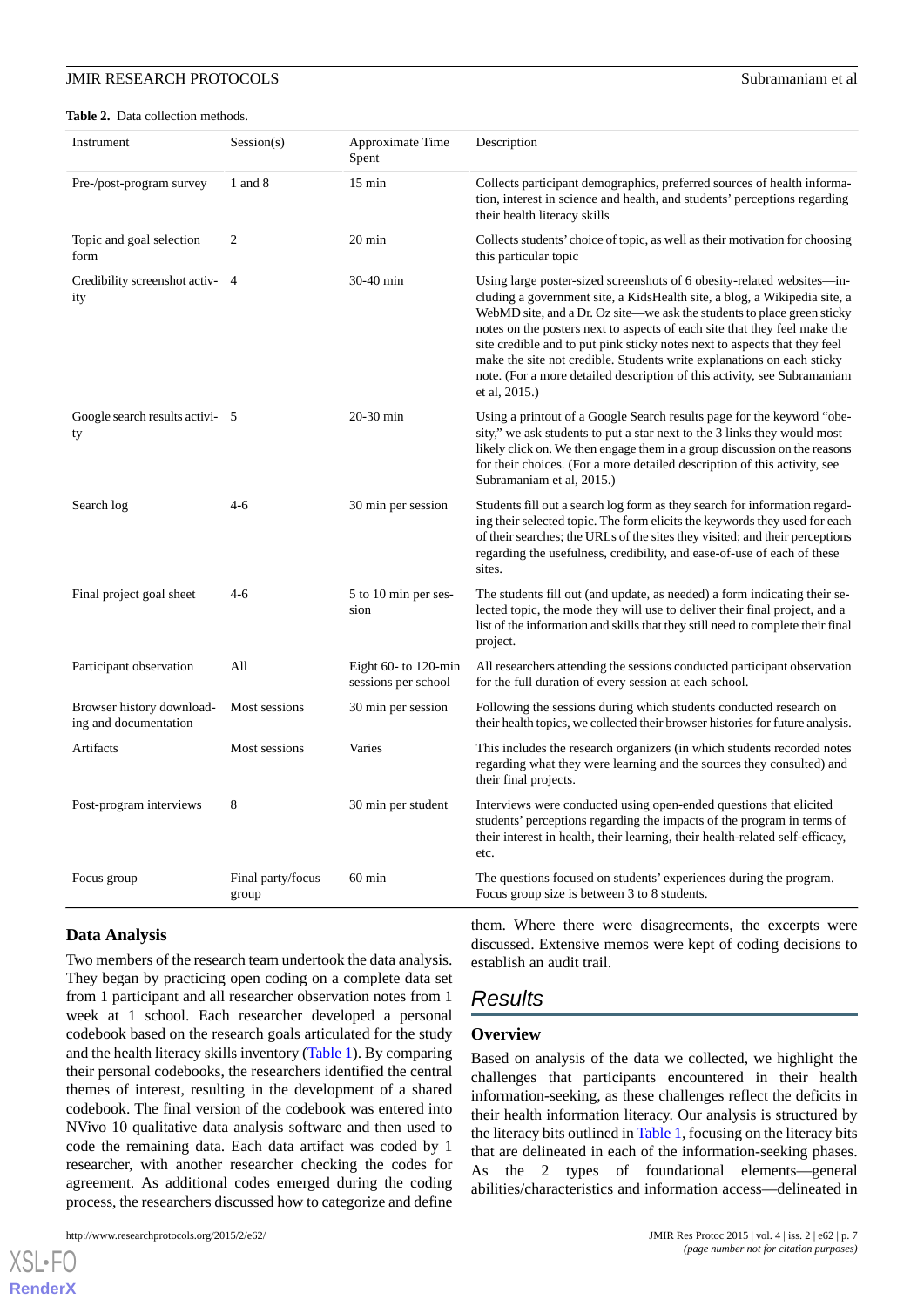**Table 2.** Data collection methods.

| Instrument | Session(s) | Approximate Time Spent | Description |
| --- | --- | --- | --- |
| Pre-/post-program survey | 1 and 8 | 15 min | Collects participant demographics, preferred sources of health information, interest in science and health, and students' perceptions regarding their health literacy skills |
| Topic and goal selection form | 2 | 20 min | Collects students' choice of topic, as well as their motivation for choosing this particular topic |
| Credibility screenshot activity | 4 | 30-40 min | Using large poster-sized screenshots of 6 obesity-related websites—including a government site, a KidsHealth site, a blog, a Wikipedia site, a WebMD site, and a Dr. Oz site—we ask the students to place green sticky notes on the posters next to aspects of each site that they feel make the site credible and to put pink sticky notes next to aspects that they feel make the site not credible. Students write explanations on each sticky note. (For a more detailed description of this activity, see Subramaniam et al, 2015.) |
| Google search results activity | 5 | 20-30 min | Using a printout of a Google Search results page for the keyword "obesity," we ask students to put a star next to the 3 links they would most likely click on. We then engage them in a group discussion on the reasons for their choices. (For a more detailed description of this activity, see Subramaniam et al, 2015.) |
| Search log | 4-6 | 30 min per session | Students fill out a search log form as they search for information regarding their selected topic. The form elicits the keywords they used for each of their searches; the URLs of the sites they visited; and their perceptions regarding the usefulness, credibility, and ease-of-use of each of these sites. |
| Final project goal sheet | 4-6 | 5 to 10 min per session | The students fill out (and update, as needed) a form indicating their selected topic, the mode they will use to deliver their final project, and a list of the information and skills that they still need to complete their final project. |
| Participant observation | All | Eight 60- to 120-min sessions per school | All researchers attending the sessions conducted participant observation for the full duration of every session at each school. |
| Browser history downloading and documentation | Most sessions | 30 min per session | Following the sessions during which students conducted research on their health topics, we collected their browser histories for future analysis. |
| Artifacts | Most sessions | Varies | This includes the research organizers (in which students recorded notes regarding what they were learning and the sources they consulted) and their final projects. |
| Post-program interviews | 8 | 30 min per student | Interviews were conducted using open-ended questions that elicited students' perceptions regarding the impacts of the program in terms of their interest in health, their learning, their health-related self-efficacy, etc. |
| Focus group | Final party/focus group | 60 min | The questions focused on students' experiences during the program. Focus group size is between 3 to 8 students. |

### Data Analysis

Two members of the research team undertook the data analysis. They began by practicing open coding on a complete data set from 1 participant and all researcher observation notes from 1 week at 1 school. Each researcher developed a personal codebook based on the research goals articulated for the study and the health literacy skills inventory (Table 1). By comparing their personal codebooks, the researchers identified the central themes of interest, resulting in the development of a shared codebook. The final version of the codebook was entered into NVivo 10 qualitative data analysis software and then used to code the remaining data. Each data artifact was coded by 1 researcher, with another researcher checking the codes for agreement. As additional codes emerged during the coding process, the researchers discussed how to categorize and define them. Where there were disagreements, the excerpts were discussed. Extensive memos were kept of coding decisions to establish an audit trail.

## Results

### Overview

Based on analysis of the data we collected, we highlight the challenges that participants encountered in their health information-seeking, as these challenges reflect the deficits in their health information literacy. Our analysis is structured by the literacy bits outlined in Table 1, focusing on the literacy bits that are delineated in each of the information-seeking phases. As the 2 types of foundational elements—general abilities/characteristics and information access—delineated in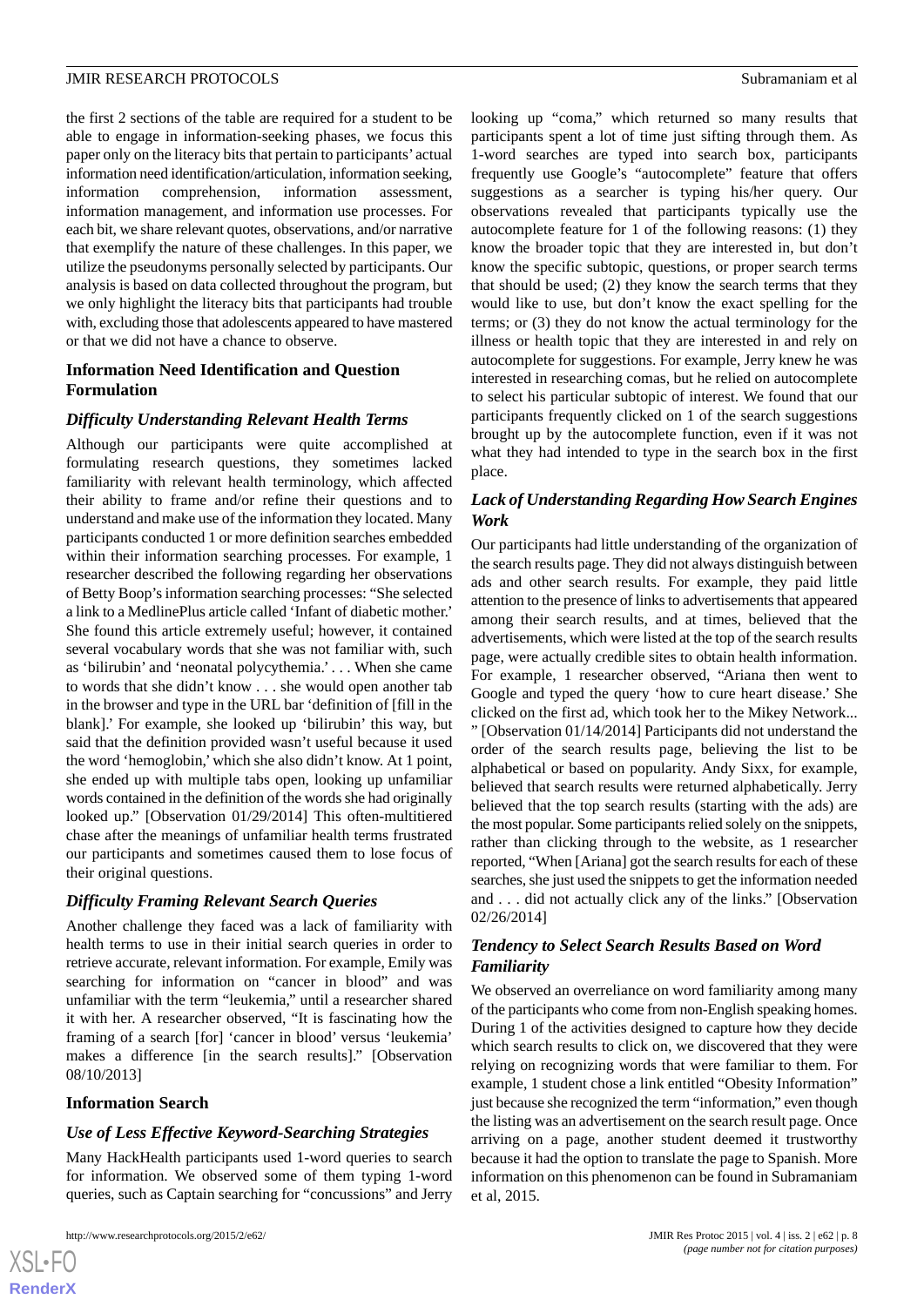the first 2 sections of the table are required for a student to be able to engage in information-seeking phases, we focus this paper only on the literacy bits that pertain to participants' actual information need identification/articulation, information seeking, information comprehension, information assessment, information management, and information use processes. For each bit, we share relevant quotes, observations, and/or narrative that exemplify the nature of these challenges. In this paper, we utilize the pseudonyms personally selected by participants. Our analysis is based on data collected throughout the program, but we only highlight the literacy bits that participants had trouble with, excluding those that adolescents appeared to have mastered or that we did not have a chance to observe.

### Information Need Identification and Question Formulation

#### *Difficulty Understanding Relevant Health Terms*

Although our participants were quite accomplished at formulating research questions, they sometimes lacked familiarity with relevant health terminology, which affected their ability to frame and/or refine their questions and to understand and make use of the information they located. Many participants conducted 1 or more definition searches embedded within their information searching processes. For example, 1 researcher described the following regarding her observations of Betty Boop's information searching processes: "She selected a link to a MedlinePlus article called 'Infant of diabetic mother.' She found this article extremely useful; however, it contained several vocabulary words that she was not familiar with, such as 'bilirubin' and 'neonatal polycythemia.' . . . When she came to words that she didn't know . . . she would open another tab in the browser and type in the URL bar 'definition of [fill in the blank].' For example, she looked up 'bilirubin' this way, but said that the definition provided wasn't useful because it used the word 'hemoglobin,' which she also didn't know. At 1 point, she ended up with multiple tabs open, looking up unfamiliar words contained in the definition of the words she had originally looked up." [Observation 01/29/2014] This often-multitiered chase after the meanings of unfamiliar health terms frustrated our participants and sometimes caused them to lose focus of their original questions.

#### *Difficulty Framing Relevant Search Queries*

Another challenge they faced was a lack of familiarity with health terms to use in their initial search queries in order to retrieve accurate, relevant information. For example, Emily was searching for information on "cancer in blood" and was unfamiliar with the term "leukemia," until a researcher shared it with her. A researcher observed, "It is fascinating how the framing of a search [for] 'cancer in blood' versus 'leukemia' makes a difference [in the search results]." [Observation 08/10/2013]

### Information Search

#### *Use of Less Effective Keyword-Searching Strategies*

Many HackHealth participants used 1-word queries to search for information. We observed some of them typing 1-word queries, such as Captain searching for "concussions" and Jerry looking up "coma," which returned so many results that participants spent a lot of time just sifting through them. As 1-word searches are typed into search box, participants frequently use Google's "autocomplete" feature that offers suggestions as a searcher is typing his/her query. Our observations revealed that participants typically use the autocomplete feature for 1 of the following reasons: (1) they know the broader topic that they are interested in, but don't know the specific subtopic, questions, or proper search terms that should be used; (2) they know the search terms that they would like to use, but don't know the exact spelling for the terms; or (3) they do not know the actual terminology for the illness or health topic that they are interested in and rely on autocomplete for suggestions. For example, Jerry knew he was interested in researching comas, but he relied on autocomplete to select his particular subtopic of interest. We found that our participants frequently clicked on 1 of the search suggestions brought up by the autocomplete function, even if it was not what they had intended to type in the search box in the first place.

#### *Lack of Understanding Regarding How Search Engines Work*

Our participants had little understanding of the organization of the search results page. They did not always distinguish between ads and other search results. For example, they paid little attention to the presence of links to advertisements that appeared among their search results, and at times, believed that the advertisements, which were listed at the top of the search results page, were actually credible sites to obtain health information. For example, 1 researcher observed, "Ariana then went to Google and typed the query 'how to cure heart disease.' She clicked on the first ad, which took her to the Mikey Network... " [Observation 01/14/2014] Participants did not understand the order of the search results page, believing the list to be alphabetical or based on popularity. Andy Sixx, for example, believed that search results were returned alphabetically. Jerry believed that the top search results (starting with the ads) are the most popular. Some participants relied solely on the snippets, rather than clicking through to the website, as 1 researcher reported, "When [Ariana] got the search results for each of these searches, she just used the snippets to get the information needed and . . . did not actually click any of the links." [Observation 02/26/2014]

#### *Tendency to Select Search Results Based on Word Familiarity*

We observed an overreliance on word familiarity among many of the participants who come from non-English speaking homes. During 1 of the activities designed to capture how they decide which search results to click on, we discovered that they were relying on recognizing words that were familiar to them. For example, 1 student chose a link entitled "Obesity Information" just because she recognized the term "information," even though the listing was an advertisement on the search result page. Once arriving on a page, another student deemed it trustworthy because it had the option to translate the page to Spanish. More information on this phenomenon can be found in Subramaniam et al, 2015.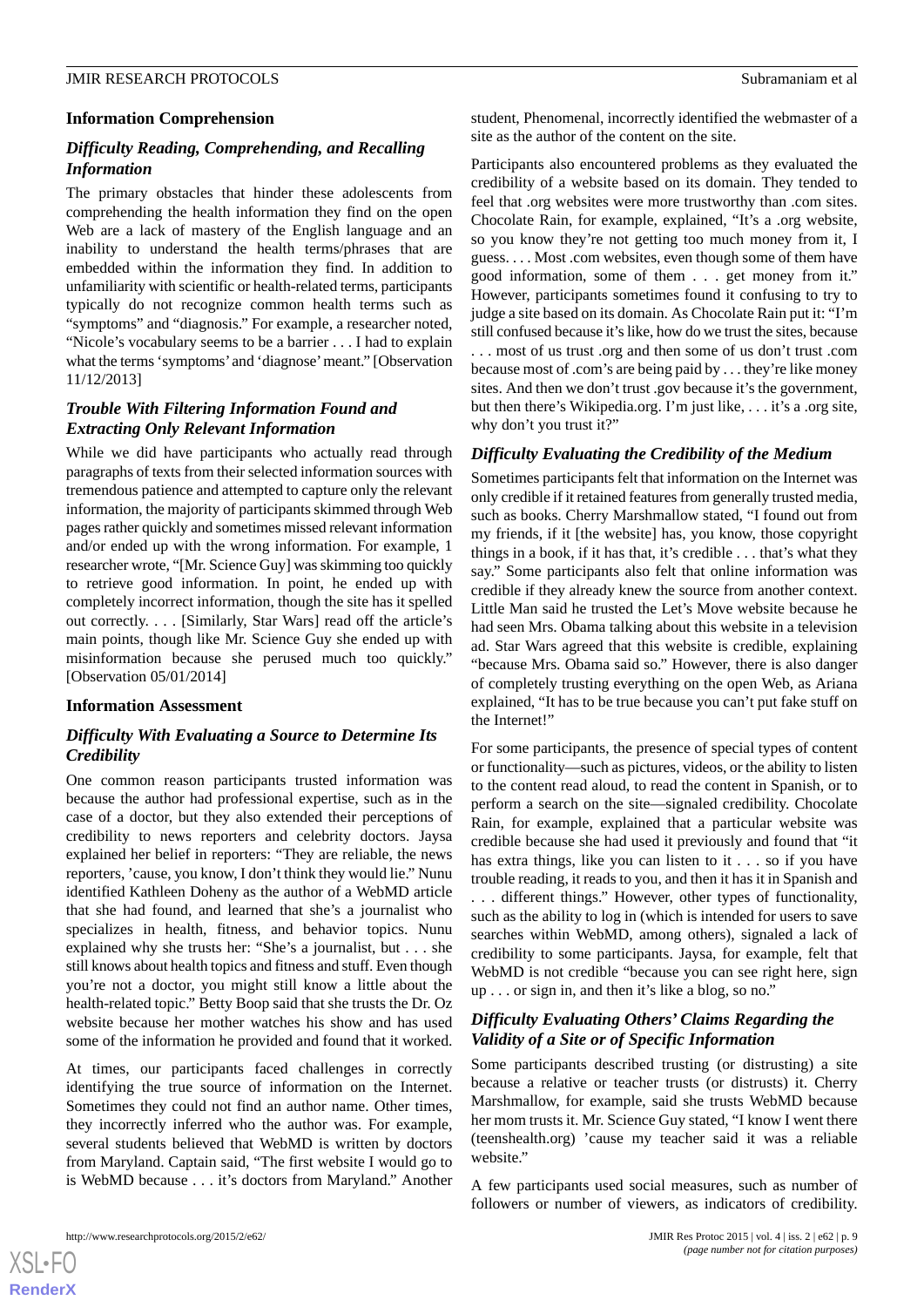### Information Comprehension

#### *Difficulty Reading, Comprehending, and Recalling Information*

The primary obstacles that hinder these adolescents from comprehending the health information they find on the open Web are a lack of mastery of the English language and an inability to understand the health terms/phrases that are embedded within the information they find. In addition to unfamiliarity with scientific or health-related terms, participants typically do not recognize common health terms such as "symptoms" and "diagnosis." For example, a researcher noted, "Nicole's vocabulary seems to be a barrier . . . I had to explain what the terms 'symptoms' and 'diagnose' meant." [Observation 11/12/2013]

#### *Trouble With Filtering Information Found and Extracting Only Relevant Information*

While we did have participants who actually read through paragraphs of texts from their selected information sources with tremendous patience and attempted to capture only the relevant information, the majority of participants skimmed through Web pages rather quickly and sometimes missed relevant information and/or ended up with the wrong information. For example, 1 researcher wrote, "[Mr. Science Guy] was skimming too quickly to retrieve good information. In point, he ended up with completely incorrect information, though the site has it spelled out correctly. . . . [Similarly, Star Wars] read off the article's main points, though like Mr. Science Guy she ended up with misinformation because she perused much too quickly." [Observation 05/01/2014]

### Information Assessment

#### *Difficulty With Evaluating a Source to Determine Its Credibility*

One common reason participants trusted information was because the author had professional expertise, such as in the case of a doctor, but they also extended their perceptions of credibility to news reporters and celebrity doctors. Jaysa explained her belief in reporters: "They are reliable, the news reporters, 'cause, you know, I don't think they would lie." Nunu identified Kathleen Doheny as the author of a WebMD article that she had found, and learned that she's a journalist who specializes in health, fitness, and behavior topics. Nunu explained why she trusts her: "She's a journalist, but . . . she still knows about health topics and fitness and stuff. Even though you're not a doctor, you might still know a little about the health-related topic." Betty Boop said that she trusts the Dr. Oz website because her mother watches his show and has used some of the information he provided and found that it worked.

At times, our participants faced challenges in correctly identifying the true source of information on the Internet. Sometimes they could not find an author name. Other times, they incorrectly inferred who the author was. For example, several students believed that WebMD is written by doctors from Maryland. Captain said, "The first website I would go to is WebMD because . . . it's doctors from Maryland." Another student, Phenomenal, incorrectly identified the webmaster of a site as the author of the content on the site.

Participants also encountered problems as they evaluated the credibility of a website based on its domain. They tended to feel that .org websites were more trustworthy than .com sites. Chocolate Rain, for example, explained, "It's a .org website, so you know they're not getting too much money from it, I guess. . . . Most .com websites, even though some of them have good information, some of them . . . get money from it." However, participants sometimes found it confusing to try to judge a site based on its domain. As Chocolate Rain put it: "I'm still confused because it's like, how do we trust the sites, because . . . most of us trust .org and then some of us don't trust .com because most of .com's are being paid by . . . they're like money sites. And then we don't trust .gov because it's the government, but then there's Wikipedia.org. I'm just like, . . . it's a .org site, why don't you trust it?"

#### *Difficulty Evaluating the Credibility of the Medium*

Sometimes participants felt that information on the Internet was only credible if it retained features from generally trusted media, such as books. Cherry Marshmallow stated, "I found out from my friends, if it [the website] has, you know, those copyright things in a book, if it has that, it's credible . . . that's what they say." Some participants also felt that online information was credible if they already knew the source from another context. Little Man said he trusted the Let's Move website because he had seen Mrs. Obama talking about this website in a television ad. Star Wars agreed that this website is credible, explaining "because Mrs. Obama said so." However, there is also danger of completely trusting everything on the open Web, as Ariana explained, "It has to be true because you can't put fake stuff on the Internet!"

For some participants, the presence of special types of content or functionality—such as pictures, videos, or the ability to listen to the content read aloud, to read the content in Spanish, or to perform a search on the site—signaled credibility. Chocolate Rain, for example, explained that a particular website was credible because she had used it previously and found that "it has extra things, like you can listen to it . . . so if you have trouble reading, it reads to you, and then it has it in Spanish and . . . different things." However, other types of functionality, such as the ability to log in (which is intended for users to save searches within WebMD, among others), signaled a lack of credibility to some participants. Jaysa, for example, felt that WebMD is not credible "because you can see right here, sign up . . . or sign in, and then it's like a blog, so no."

#### *Difficulty Evaluating Others' Claims Regarding the Validity of a Site or of Specific Information*

Some participants described trusting (or distrusting) a site because a relative or teacher trusts (or distrusts) it. Cherry Marshmallow, for example, said she trusts WebMD because her mom trusts it. Mr. Science Guy stated, "I know I went there (teenshealth.org) 'cause my teacher said it was a reliable website."

A few participants used social measures, such as number of followers or number of viewers, as indicators of credibility.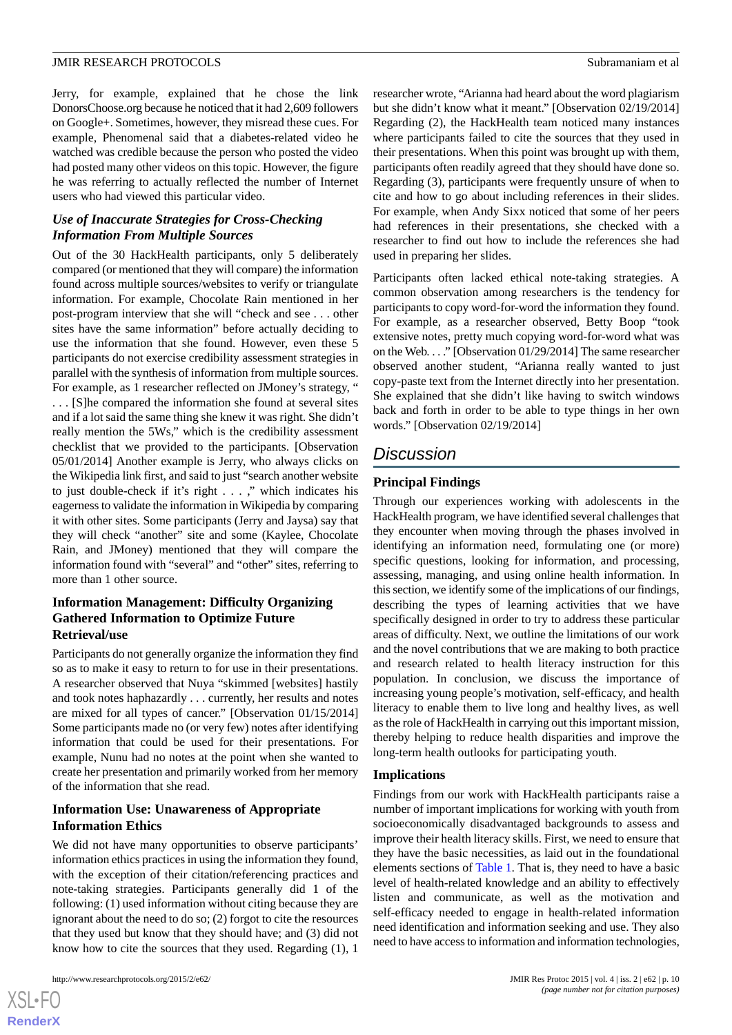Jerry, for example, explained that he chose the link DonorsChoose.org because he noticed that it had 2,609 followers on Google+. Sometimes, however, they misread these cues. For example, Phenomenal said that a diabetes-related video he watched was credible because the person who posted the video had posted many other videos on this topic. However, the figure he was referring to actually reflected the number of Internet users who had viewed this particular video.

### *Use of Inaccurate Strategies for Cross-Checking Information From Multiple Sources*

Out of the 30 HackHealth participants, only 5 deliberately compared (or mentioned that they will compare) the information found across multiple sources/websites to verify or triangulate information. For example, Chocolate Rain mentioned in her post-program interview that she will "check and see . . . other sites have the same information" before actually deciding to use the information that she found. However, even these 5 participants do not exercise credibility assessment strategies in parallel with the synthesis of information from multiple sources. For example, as 1 researcher reflected on JMoney's strategy, " . . . [S]he compared the information she found at several sites and if a lot said the same thing she knew it was right. She didn't really mention the 5Ws," which is the credibility assessment checklist that we provided to the participants. [Observation 05/01/2014] Another example is Jerry, who always clicks on the Wikipedia link first, and said to just "search another website to just double-check if it's right . . . ," which indicates his eagerness to validate the information in Wikipedia by comparing it with other sites. Some participants (Jerry and Jaysa) say that they will check "another" site and some (Kaylee, Chocolate Rain, and JMoney) mentioned that they will compare the information found with "several" and "other" sites, referring to more than 1 other source.

### Information Management: Difficulty Organizing Gathered Information to Optimize Future Retrieval/use

Participants do not generally organize the information they find so as to make it easy to return to for use in their presentations. A researcher observed that Nuya "skimmed [websites] hastily and took notes haphazardly . . . currently, her results and notes are mixed for all types of cancer." [Observation 01/15/2014] Some participants made no (or very few) notes after identifying information that could be used for their presentations. For example, Nunu had no notes at the point when she wanted to create her presentation and primarily worked from her memory of the information that she read.

### Information Use: Unawareness of Appropriate Information Ethics

We did not have many opportunities to observe participants' information ethics practices in using the information they found, with the exception of their citation/referencing practices and note-taking strategies. Participants generally did 1 of the following: (1) used information without citing because they are ignorant about the need to do so; (2) forgot to cite the resources that they used but know that they should have; and (3) did not know how to cite the sources that they used. Regarding (1), 1 researcher wrote, "Arianna had heard about the word plagiarism but she didn't know what it meant." [Observation 02/19/2014] Regarding (2), the HackHealth team noticed many instances where participants failed to cite the sources that they used in their presentations. When this point was brought up with them, participants often readily agreed that they should have done so. Regarding (3), participants were frequently unsure of when to cite and how to go about including references in their slides. For example, when Andy Sixx noticed that some of her peers had references in their presentations, she checked with a researcher to find out how to include the references she had used in preparing her slides.

Participants often lacked ethical note-taking strategies. A common observation among researchers is the tendency for participants to copy word-for-word the information they found. For example, as a researcher observed, Betty Boop "took extensive notes, pretty much copying word-for-word what was on the Web. . . ." [Observation 01/29/2014] The same researcher observed another student, "Arianna really wanted to just copy-paste text from the Internet directly into her presentation. She explained that she didn't like having to switch windows back and forth in order to be able to type things in her own words." [Observation 02/19/2014]

## Discussion

### Principal Findings

Through our experiences working with adolescents in the HackHealth program, we have identified several challenges that they encounter when moving through the phases involved in identifying an information need, formulating one (or more) specific questions, looking for information, and processing, assessing, managing, and using online health information. In this section, we identify some of the implications of our findings, describing the types of learning activities that we have specifically designed in order to try to address these particular areas of difficulty. Next, we outline the limitations of our work and the novel contributions that we are making to both practice and research related to health literacy instruction for this population. In conclusion, we discuss the importance of increasing young people's motivation, self-efficacy, and health literacy to enable them to live long and healthy lives, as well as the role of HackHealth in carrying out this important mission, thereby helping to reduce health disparities and improve the long-term health outlooks for participating youth.

### Implications

Findings from our work with HackHealth participants raise a number of important implications for working with youth from socioeconomically disadvantaged backgrounds to assess and improve their health literacy skills. First, we need to ensure that they have the basic necessities, as laid out in the foundational elements sections of Table 1. That is, they need to have a basic level of health-related knowledge and an ability to effectively listen and communicate, as well as the motivation and self-efficacy needed to engage in health-related information need identification and information seeking and use. They also need to have access to information and information technologies,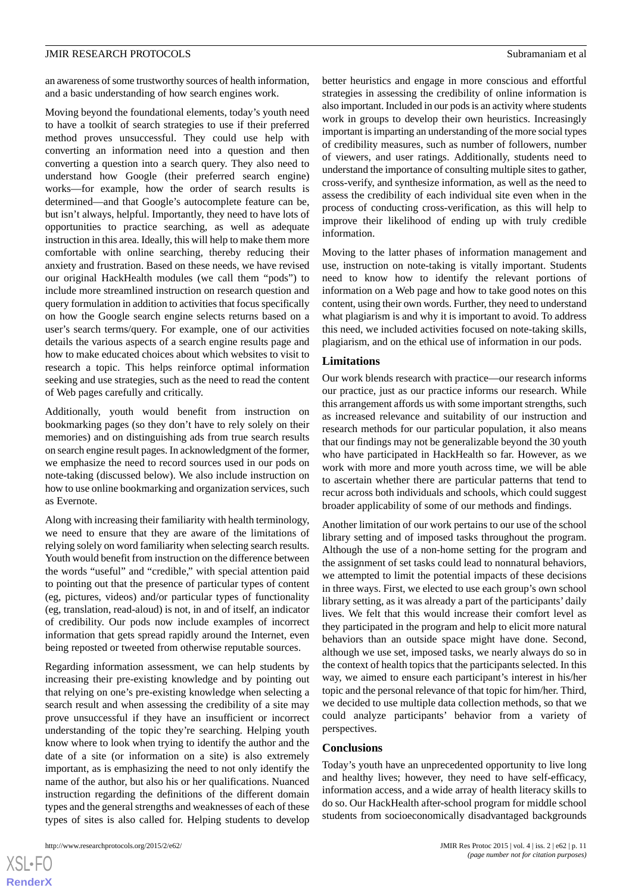an awareness of some trustworthy sources of health information, and a basic understanding of how search engines work.

Moving beyond the foundational elements, today's youth need to have a toolkit of search strategies to use if their preferred method proves unsuccessful. They could use help with converting an information need into a question and then converting a question into a search query. They also need to understand how Google (their preferred search engine) works—for example, how the order of search results is determined—and that Google's autocomplete feature can be, but isn't always, helpful. Importantly, they need to have lots of opportunities to practice searching, as well as adequate instruction in this area. Ideally, this will help to make them more comfortable with online searching, thereby reducing their anxiety and frustration. Based on these needs, we have revised our original HackHealth modules (we call them "pods") to include more streamlined instruction on research question and query formulation in addition to activities that focus specifically on how the Google search engine selects returns based on a user's search terms/query. For example, one of our activities details the various aspects of a search engine results page and how to make educated choices about which websites to visit to research a topic. This helps reinforce optimal information seeking and use strategies, such as the need to read the content of Web pages carefully and critically.

Additionally, youth would benefit from instruction on bookmarking pages (so they don't have to rely solely on their memories) and on distinguishing ads from true search results on search engine result pages. In acknowledgment of the former, we emphasize the need to record sources used in our pods on note-taking (discussed below). We also include instruction on how to use online bookmarking and organization services, such as Evernote.

Along with increasing their familiarity with health terminology, we need to ensure that they are aware of the limitations of relying solely on word familiarity when selecting search results. Youth would benefit from instruction on the difference between the words "useful" and "credible," with special attention paid to pointing out that the presence of particular types of content (eg, pictures, videos) and/or particular types of functionality (eg, translation, read-aloud) is not, in and of itself, an indicator of credibility. Our pods now include examples of incorrect information that gets spread rapidly around the Internet, even being reposted or tweeted from otherwise reputable sources.

Regarding information assessment, we can help students by increasing their pre-existing knowledge and by pointing out that relying on one's pre-existing knowledge when selecting a search result and when assessing the credibility of a site may prove unsuccessful if they have an insufficient or incorrect understanding of the topic they're searching. Helping youth know where to look when trying to identify the author and the date of a site (or information on a site) is also extremely important, as is emphasizing the need to not only identify the name of the author, but also his or her qualifications. Nuanced instruction regarding the definitions of the different domain types and the general strengths and weaknesses of each of these types of sites is also called for. Helping students to develop better heuristics and engage in more conscious and effortful strategies in assessing the credibility of online information is also important. Included in our pods is an activity where students work in groups to develop their own heuristics. Increasingly important is imparting an understanding of the more social types of credibility measures, such as number of followers, number of viewers, and user ratings. Additionally, students need to understand the importance of consulting multiple sites to gather, cross-verify, and synthesize information, as well as the need to assess the credibility of each individual site even when in the process of conducting cross-verification, as this will help to improve their likelihood of ending up with truly credible information.

Moving to the latter phases of information management and use, instruction on note-taking is vitally important. Students need to know how to identify the relevant portions of information on a Web page and how to take good notes on this content, using their own words. Further, they need to understand what plagiarism is and why it is important to avoid. To address this need, we included activities focused on note-taking skills, plagiarism, and on the ethical use of information in our pods.

### Limitations

Our work blends research with practice—our research informs our practice, just as our practice informs our research. While this arrangement affords us with some important strengths, such as increased relevance and suitability of our instruction and research methods for our particular population, it also means that our findings may not be generalizable beyond the 30 youth who have participated in HackHealth so far. However, as we work with more and more youth across time, we will be able to ascertain whether there are particular patterns that tend to recur across both individuals and schools, which could suggest broader applicability of some of our methods and findings.

Another limitation of our work pertains to our use of the school library setting and of imposed tasks throughout the program. Although the use of a non-home setting for the program and the assignment of set tasks could lead to nonnatural behaviors, we attempted to limit the potential impacts of these decisions in three ways. First, we elected to use each group's own school library setting, as it was already a part of the participants' daily lives. We felt that this would increase their comfort level as they participated in the program and help to elicit more natural behaviors than an outside space might have done. Second, although we use set, imposed tasks, we nearly always do so in the context of health topics that the participants selected. In this way, we aimed to ensure each participant's interest in his/her topic and the personal relevance of that topic for him/her. Third, we decided to use multiple data collection methods, so that we could analyze participants' behavior from a variety of perspectives.

### Conclusions

Today's youth have an unprecedented opportunity to live long and healthy lives; however, they need to have self-efficacy, information access, and a wide array of health literacy skills to do so. Our HackHealth after-school program for middle school students from socioeconomically disadvantaged backgrounds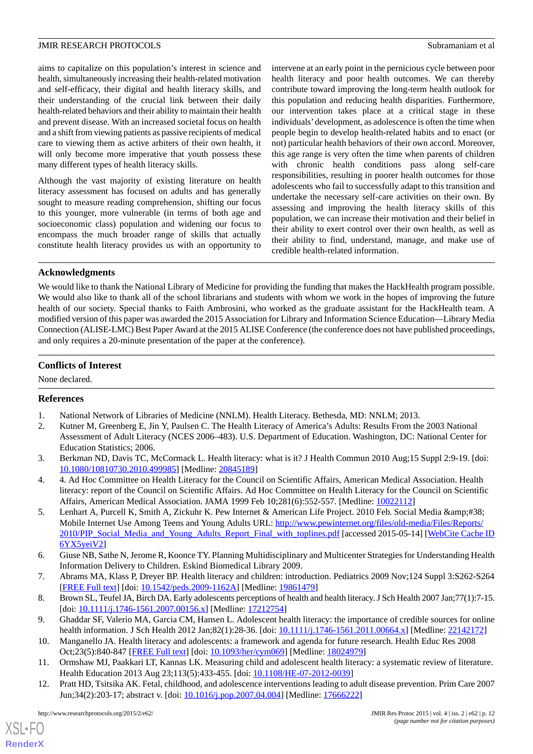aims to capitalize on this population's interest in science and health, simultaneously increasing their health-related motivation and self-efficacy, their digital and health literacy skills, and their understanding of the crucial link between their daily health-related behaviors and their ability to maintain their health and prevent disease. With an increased societal focus on health and a shift from viewing patients as passive recipients of medical care to viewing them as active arbiters of their own health, it will only become more imperative that youth possess these many different types of health literacy skills.

Although the vast majority of existing literature on health literacy assessment has focused on adults and has generally sought to measure reading comprehension, shifting our focus to this younger, more vulnerable (in terms of both age and socioeconomic class) population and widening our focus to encompass the much broader range of skills that actually constitute health literacy provides us with an opportunity to intervene at an early point in the pernicious cycle between poor health literacy and poor health outcomes. We can thereby contribute toward improving the long-term health outlook for this population and reducing health disparities. Furthermore, our intervention takes place at a critical stage in these individuals' development, as adolescence is often the time when people begin to develop health-related habits and to enact (or not) particular health behaviors of their own accord. Moreover, this age range is very often the time when parents of children with chronic health conditions pass along self-care responsibilities, resulting in poorer health outcomes for those adolescents who fail to successfully adapt to this transition and undertake the necessary self-care activities on their own. By assessing and improving the health literacy skills of this population, we can increase their motivation and their belief in their ability to exert control over their own health, as well as their ability to find, understand, manage, and make use of credible health-related information.

## Acknowledgments

We would like to thank the National Library of Medicine for providing the funding that makes the HackHealth program possible. We would also like to thank all of the school librarians and students with whom we work in the hopes of improving the future health of our society. Special thanks to Faith Ambrosini, who worked as the graduate assistant for the HackHealth team. A modified version of this paper was awarded the 2015 Association for Library and Information Science Education—Library Media Connection (ALISE-LMC) Best Paper Award at the 2015 ALISE Conference (the conference does not have published proceedings, and only requires a 20-minute presentation of the paper at the conference).

## Conflicts of Interest

None declared.

## References

1. National Network of Libraries of Medicine (NNLM). Health Literacy. Bethesda, MD: NNLM; 2013.
2. Kutner M, Greenberg E, Jin Y, Paulsen C. The Health Literacy of America's Adults: Results From the 2003 National Assessment of Adult Literacy (NCES 2006–483). U.S. Department of Education. Washington, DC: National Center for Education Statistics; 2006.
3. Berkman ND, Davis TC, McCormack L. Health literacy: what is it? J Health Commun 2010 Aug;15 Suppl 2:9-19. [doi: 10.1080/10810730.2010.499985] [Medline: 20845189]
4. 4. Ad Hoc Committee on Health Literacy for the Council on Scientific Affairs, American Medical Association. Health literacy: report of the Council on Scientific Affairs. Ad Hoc Committee on Health Literacy for the Council on Scientific Affairs, American Medical Association. JAMA 1999 Feb 10;281(6):552-557. [Medline: 10022112]
5. Lenhart A, Purcell K, Smith A, Zickuhr K. Pew Internet & American Life Project. 2010 Feb. Social Media &amp;#38; Mobile Internet Use Among Teens and Young Adults URL: http://www.pewinternet.org/files/old-media/Files/Reports/2010/PIP_Social_Media_and_Young_Adults_Report_Final_with_toplines.pdf [accessed 2015-05-14] [WebCite Cache ID 6YX5yeiV2]
6. Giuse NB, Sathe N, Jerome R, Koonce TY. Planning Multidisciplinary and Multicenter Strategies for Understanding Health Information Delivery to Children. Eskind Biomedical Library 2009.
7. Abrams MA, Klass P, Dreyer BP. Health literacy and children: introduction. Pediatrics 2009 Nov;124 Suppl 3:S262-S264 [FREE Full text] [doi: 10.1542/peds.2009-1162A] [Medline: 19861479]
8. Brown SL, Teufel JA, Birch DA. Early adolescents perceptions of health and health literacy. J Sch Health 2007 Jan;77(1):7-15. [doi: 10.1111/j.1746-1561.2007.00156.x] [Medline: 17212754]
9. Ghaddar SF, Valerio MA, Garcia CM, Hansen L. Adolescent health literacy: the importance of credible sources for online health information. J Sch Health 2012 Jan;82(1):28-36. [doi: 10.1111/j.1746-1561.2011.00664.x] [Medline: 22142172]
10. Manganello JA. Health literacy and adolescents: a framework and agenda for future research. Health Educ Res 2008 Oct;23(5):840-847 [FREE Full text] [doi: 10.1093/her/cym069] [Medline: 18024979]
11. Ormshaw MJ, Paakkari LT, Kannas LK. Measuring child and adolescent health literacy: a systematic review of literature. Health Education 2013 Aug 23;113(5):433-455. [doi: 10.1108/HE-07-2012-0039]
12. Pratt HD, Tsitsika AK. Fetal, childhood, and adolescence interventions leading to adult disease prevention. Prim Care 2007 Jun;34(2):203-17; abstract v. [doi: 10.1016/j.pop.2007.04.004] [Medline: 17666222]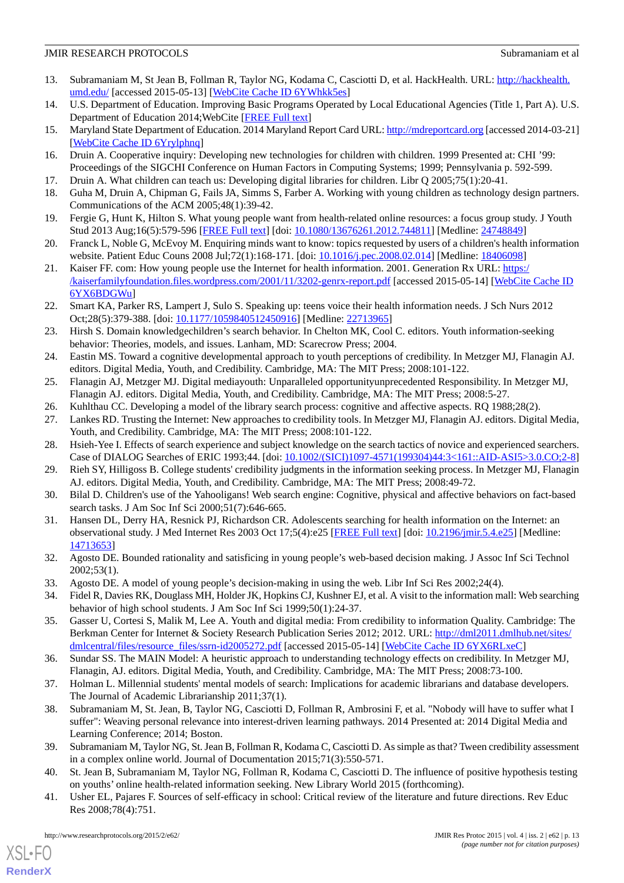13. Subramaniam M, St Jean B, Follman R, Taylor NG, Kodama C, Casciotti D, et al. HackHealth. URL: http://hackhealth.umd.edu/ [accessed 2015-05-13] [WebCite Cache ID 6YWhkk5es]
14. U.S. Department of Education. Improving Basic Programs Operated by Local Educational Agencies (Title 1, Part A). U.S. Department of Education 2014;WebCite [FREE Full text]
15. Maryland State Department of Education. 2014 Maryland Report Card URL: http://mdreportcard.org [accessed 2014-03-21] [WebCite Cache ID 6Yrylphnq]
16. Druin A. Cooperative inquiry: Developing new technologies for children with children. 1999 Presented at: CHI '99: Proceedings of the SIGCHI Conference on Human Factors in Computing Systems; 1999; Pennsylvania p. 592-599.
17. Druin A. What children can teach us: Developing digital libraries for children. Libr Q 2005;75(1):20-41.
18. Guha M, Druin A, Chipman G, Fails JA, Simms S, Farber A. Working with young children as technology design partners. Communications of the ACM 2005;48(1):39-42.
19. Fergie G, Hunt K, Hilton S. What young people want from health-related online resources: a focus group study. J Youth Stud 2013 Aug;16(5):579-596 [FREE Full text] [doi: 10.1080/13676261.2012.744811] [Medline: 24748849]
20. Franck L, Noble G, McEvoy M. Enquiring minds want to know: topics requested by users of a children's health information website. Patient Educ Couns 2008 Jul;72(1):168-171. [doi: 10.1016/j.pec.2008.02.014] [Medline: 18406098]
21. Kaiser FF. com: How young people use the Internet for health information. 2001. Generation Rx URL: https://kaiserfamilyfoundation.files.wordpress.com/2001/11/3202-genrx-report.pdf [accessed 2015-05-14] [WebCite Cache ID 6YX6BDGWu]
22. Smart KA, Parker RS, Lampert J, Sulo S. Speaking up: teens voice their health information needs. J Sch Nurs 2012 Oct;28(5):379-388. [doi: 10.1177/1059840512450916] [Medline: 22713965]
23. Hirsh S. Domain knowledgechildren's search behavior. In Chelton MK, Cool C. editors. Youth information-seeking behavior: Theories, models, and issues. Lanham, MD: Scarecrow Press; 2004.
24. Eastin MS. Toward a cognitive developmental approach to youth perceptions of credibility. In Metzger MJ, Flanagin AJ. editors. Digital Media, Youth, and Credibility. Cambridge, MA: The MIT Press; 2008:101-122.
25. Flanagin AJ, Metzger MJ. Digital mediayouth: Unparalleled opportunityunprecedented Responsibility. In Metzger MJ, Flanagin AJ. editors. Digital Media, Youth, and Credibility. Cambridge, MA: The MIT Press; 2008:5-27.
26. Kuhlthau CC. Developing a model of the library search process: cognitive and affective aspects. RQ 1988;28(2).
27. Lankes RD. Trusting the Internet: New approaches to credibility tools. In Metzger MJ, Flanagin AJ. editors. Digital Media, Youth, and Credibility. Cambridge, MA: The MIT Press; 2008:101-122.
28. Hsieh-Yee I. Effects of search experience and subject knowledge on the search tactics of novice and experienced searchers. Case of DIALOG Searches of ERIC 1993;44. [doi: 10.1002/(SICI)1097-4571(199304)44:3<161::AID-ASI5>3.0.CO;2-8]
29. Rieh SY, Hilligoss B. College students' credibility judgments in the information seeking process. In Metzger MJ, Flanagin AJ. editors. Digital Media, Youth, and Credibility. Cambridge, MA: The MIT Press; 2008:49-72.
30. Bilal D. Children's use of the Yahooligans! Web search engine: Cognitive, physical and affective behaviors on fact-based search tasks. J Am Soc Inf Sci 2000;51(7):646-665.
31. Hansen DL, Derry HA, Resnick PJ, Richardson CR. Adolescents searching for health information on the Internet: an observational study. J Med Internet Res 2003 Oct 17;5(4):e25 [FREE Full text] [doi: 10.2196/jmir.5.4.e25] [Medline: 14713653]
32. Agosto DE. Bounded rationality and satisficing in young people's web-based decision making. J Assoc Inf Sci Technol 2002;53(1).
33. Agosto DE. A model of young people's decision-making in using the web. Libr Inf Sci Res 2002;24(4).
34. Fidel R, Davies RK, Douglass MH, Holder JK, Hopkins CJ, Kushner EJ, et al. A visit to the information mall: Web searching behavior of high school students. J Am Soc Inf Sci 1999;50(1):24-37.
35. Gasser U, Cortesi S, Malik M, Lee A. Youth and digital media: From credibility to information Quality. Cambridge: The Berkman Center for Internet & Society Research Publication Series 2012; 2012. URL: http://dml2011.dmlhub.net/sites/dmlcentral/files/resource_files/ssrn-id2005272.pdf [accessed 2015-05-14] [WebCite Cache ID 6YX6RLxeC]
36. Sundar SS. The MAIN Model: A heuristic approach to understanding technology effects on credibility. In Metzger MJ, Flanagin, AJ. editors. Digital Media, Youth, and Credibility. Cambridge, MA: The MIT Press; 2008:73-100.
37. Holman L. Millennial students' mental models of search: Implications for academic librarians and database developers. The Journal of Academic Librarianship 2011;37(1).
38. Subramaniam M, St. Jean, B, Taylor NG, Casciotti D, Follman R, Ambrosini F, et al. "Nobody will have to suffer what I suffer": Weaving personal relevance into interest-driven learning pathways. 2014 Presented at: 2014 Digital Media and Learning Conference; 2014; Boston.
39. Subramaniam M, Taylor NG, St. Jean B, Follman R, Kodama C, Casciotti D. As simple as that? Tween credibility assessment in a complex online world. Journal of Documentation 2015;71(3):550-571.
40. St. Jean B, Subramaniam M, Taylor NG, Follman R, Kodama C, Casciotti D. The influence of positive hypothesis testing on youths' online health-related information seeking. New Library World 2015 (forthcoming).
41. Usher EL, Pajares F. Sources of self-efficacy in school: Critical review of the literature and future directions. Rev Educ Res 2008;78(4):751.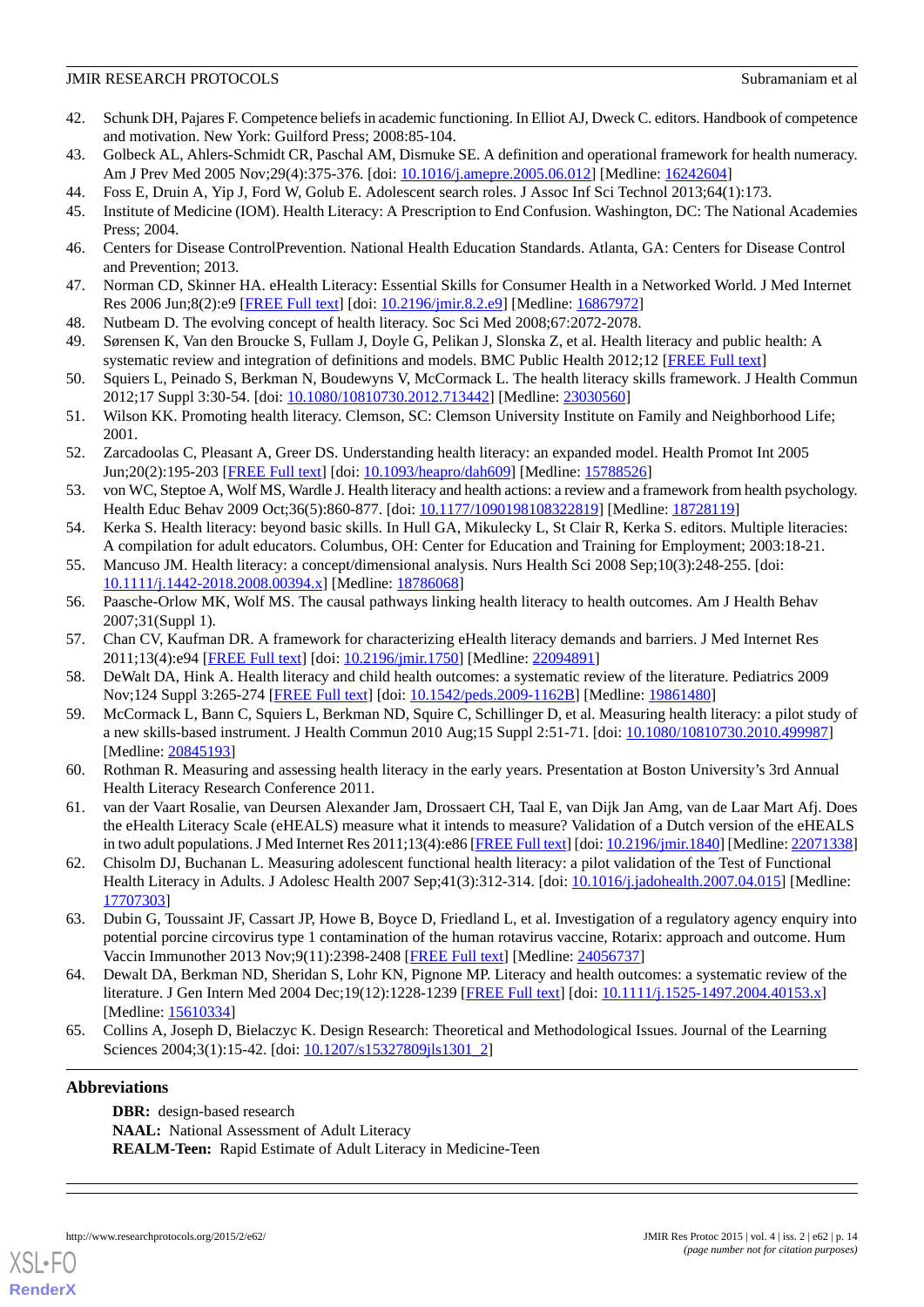42. Schunk DH, Pajares F. Competence beliefs in academic functioning. In Elliot AJ, Dweck C. editors. Handbook of competence and motivation. New York: Guilford Press; 2008:85-104.
43. Golbeck AL, Ahlers-Schmidt CR, Paschal AM, Dismuke SE. A definition and operational framework for health numeracy. Am J Prev Med 2005 Nov;29(4):375-376. [doi: 10.1016/j.amepre.2005.06.012] [Medline: 16242604]
44. Foss E, Druin A, Yip J, Ford W, Golub E. Adolescent search roles. J Assoc Inf Sci Technol 2013;64(1):173.
45. Institute of Medicine (IOM). Health Literacy: A Prescription to End Confusion. Washington, DC: The National Academies Press; 2004.
46. Centers for Disease ControlPrevention. National Health Education Standards. Atlanta, GA: Centers for Disease Control and Prevention; 2013.
47. Norman CD, Skinner HA. eHealth Literacy: Essential Skills for Consumer Health in a Networked World. J Med Internet Res 2006 Jun;8(2):e9 [FREE Full text] [doi: 10.2196/jmir.8.2.e9] [Medline: 16867972]
48. Nutbeam D. The evolving concept of health literacy. Soc Sci Med 2008;67:2072-2078.
49. Sørensen K, Van den Broucke S, Fullam J, Doyle G, Pelikan J, Slonska Z, et al. Health literacy and public health: A systematic review and integration of definitions and models. BMC Public Health 2012;12 [FREE Full text]
50. Squiers L, Peinado S, Berkman N, Boudewyns V, McCormack L. The health literacy skills framework. J Health Commun 2012;17 Suppl 3:30-54. [doi: 10.1080/10810730.2012.713442] [Medline: 23030560]
51. Wilson KK. Promoting health literacy. Clemson, SC: Clemson University Institute on Family and Neighborhood Life; 2001.
52. Zarcadoolas C, Pleasant A, Greer DS. Understanding health literacy: an expanded model. Health Promot Int 2005 Jun;20(2):195-203 [FREE Full text] [doi: 10.1093/heapro/dah609] [Medline: 15788526]
53. von WC, Steptoe A, Wolf MS, Wardle J. Health literacy and health actions: a review and a framework from health psychology. Health Educ Behav 2009 Oct;36(5):860-877. [doi: 10.1177/1090198108322819] [Medline: 18728119]
54. Kerka S. Health literacy: beyond basic skills. In Hull GA, Mikulecky L, St Clair R, Kerka S. editors. Multiple literacies: A compilation for adult educators. Columbus, OH: Center for Education and Training for Employment; 2003:18-21.
55. Mancuso JM. Health literacy: a concept/dimensional analysis. Nurs Health Sci 2008 Sep;10(3):248-255. [doi: 10.1111/j.1442-2018.2008.00394.x] [Medline: 18786068]
56. Paasche-Orlow MK, Wolf MS. The causal pathways linking health literacy to health outcomes. Am J Health Behav 2007;31(Suppl 1).
57. Chan CV, Kaufman DR. A framework for characterizing eHealth literacy demands and barriers. J Med Internet Res 2011;13(4):e94 [FREE Full text] [doi: 10.2196/jmir.1750] [Medline: 22094891]
58. DeWalt DA, Hink A. Health literacy and child health outcomes: a systematic review of the literature. Pediatrics 2009 Nov;124 Suppl 3:265-274 [FREE Full text] [doi: 10.1542/peds.2009-1162B] [Medline: 19861480]
59. McCormack L, Bann C, Squiers L, Berkman ND, Squire C, Schillinger D, et al. Measuring health literacy: a pilot study of a new skills-based instrument. J Health Commun 2010 Aug;15 Suppl 2:51-71. [doi: 10.1080/10810730.2010.499987] [Medline: 20845193]
60. Rothman R. Measuring and assessing health literacy in the early years. Presentation at Boston University's 3rd Annual Health Literacy Research Conference 2011.
61. van der Vaart Rosalie, van Deursen Alexander Jam, Drossaert CH, Taal E, van Dijk Jan Amg, van de Laar Mart Afj. Does the eHealth Literacy Scale (eHEALS) measure what it intends to measure? Validation of a Dutch version of the eHEALS in two adult populations. J Med Internet Res 2011;13(4):e86 [FREE Full text] [doi: 10.2196/jmir.1840] [Medline: 22071338]
62. Chisolm DJ, Buchanan L. Measuring adolescent functional health literacy: a pilot validation of the Test of Functional Health Literacy in Adults. J Adolesc Health 2007 Sep;41(3):312-314. [doi: 10.1016/j.jadohealth.2007.04.015] [Medline: 17707303]
63. Dubin G, Toussaint JF, Cassart JP, Howe B, Boyce D, Friedland L, et al. Investigation of a regulatory agency enquiry into potential porcine circovirus type 1 contamination of the human rotavirus vaccine, Rotarix: approach and outcome. Hum Vaccin Immunother 2013 Nov;9(11):2398-2408 [FREE Full text] [Medline: 24056737]
64. Dewalt DA, Berkman ND, Sheridan S, Lohr KN, Pignone MP. Literacy and health outcomes: a systematic review of the literature. J Gen Intern Med 2004 Dec;19(12):1228-1239 [FREE Full text] [doi: 10.1111/j.1525-1497.2004.40153.x] [Medline: 15610334]
65. Collins A, Joseph D, Bielaczyc K. Design Research: Theoretical and Methodological Issues. Journal of the Learning Sciences 2004;3(1):15-42. [doi: 10.1207/s15327809jls1301_2]

## Abbreviations

**DBR:** design-based research
**NAAL:** National Assessment of Adult Literacy
**REALM-Teen:** Rapid Estimate of Adult Literacy in Medicine-Teen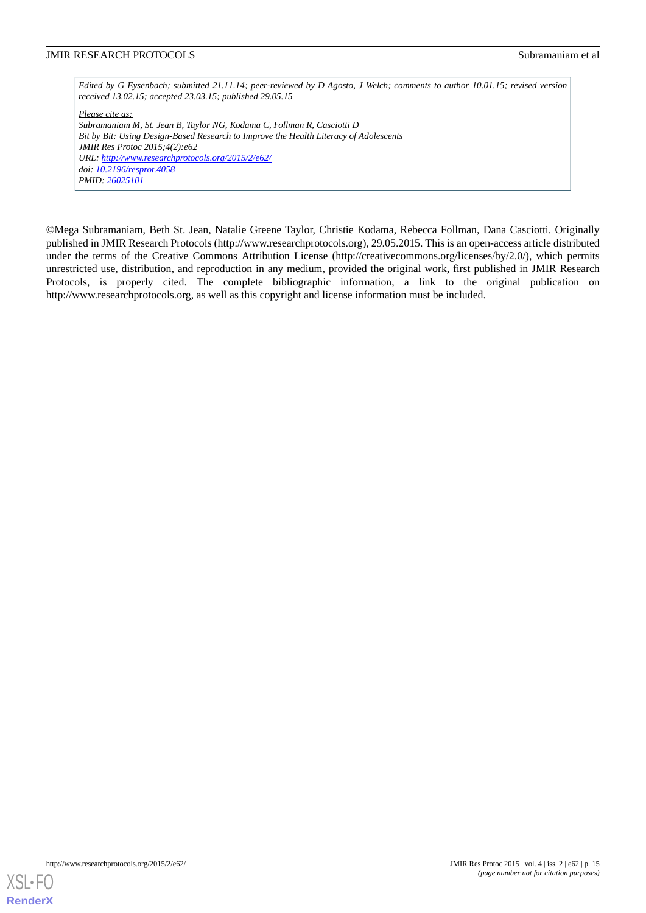*Edited by G Eysenbach; submitted 21.11.14; peer-reviewed by D Agosto, J Welch; comments to author 10.01.15; revised version received 13.02.15; accepted 23.03.15; published 29.05.15*

*Please cite as:*
*Subramaniam M, St. Jean B, Taylor NG, Kodama C, Follman R, Casciotti D*
*Bit by Bit: Using Design-Based Research to Improve the Health Literacy of Adolescents*
*JMIR Res Protoc 2015;4(2):e62*
*URL: http://www.researchprotocols.org/2015/2/e62/*
*doi: 10.2196/resprot.4058*
*PMID: 26025101*

©Mega Subramaniam, Beth St. Jean, Natalie Greene Taylor, Christie Kodama, Rebecca Follman, Dana Casciotti. Originally published in JMIR Research Protocols (http://www.researchprotocols.org), 29.05.2015. This is an open-access article distributed under the terms of the Creative Commons Attribution License (http://creativecommons.org/licenses/by/2.0/), which permits unrestricted use, distribution, and reproduction in any medium, provided the original work, first published in JMIR Research Protocols, is properly cited. The complete bibliographic information, a link to the original publication on http://www.researchprotocols.org, as well as this copyright and license information must be included.